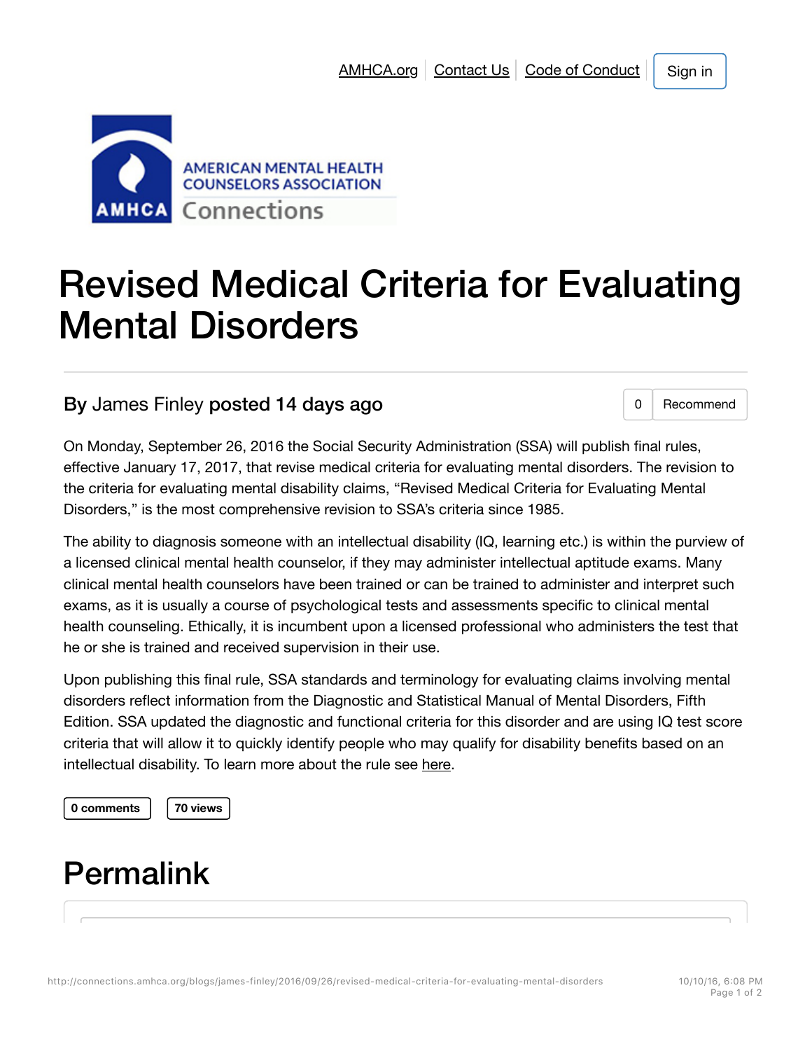AMHCA.org | Contact Us | Code of Conduct | Sign in

AMERICAN MENTAL HEALTH COUNSELORS ASSOCIATION
AMHCA Connections

# Revised Medical Criteria for Evaluating Mental Disorders

**By** James Finley **posted 14 days ago**

0 Recommend

On Monday, September 26, 2016 the Social Security Administration (SSA) will publish final rules, effective January 17, 2017, that revise medical criteria for evaluating mental disorders. The revision to the criteria for evaluating mental disability claims, “Revised Medical Criteria for Evaluating Mental Disorders,” is the most comprehensive revision to SSA’s criteria since 1985.

The ability to diagnosis someone with an intellectual disability (IQ, learning etc.) is within the purview of a licensed clinical mental health counselor, if they may administer intellectual aptitude exams. Many clinical mental health counselors have been trained or can be trained to administer and interpret such exams, as it is usually a course of psychological tests and assessments specific to clinical mental health counseling. Ethically, it is incumbent upon a licensed professional who administers the test that he or she is trained and received supervision in their use.

Upon publishing this final rule, SSA standards and terminology for evaluating claims involving mental disorders reflect information from the Diagnostic and Statistical Manual of Mental Disorders, Fifth Edition. SSA updated the diagnostic and functional criteria for this disorder and are using IQ test score criteria that will allow it to quickly identify people who may qualify for disability benefits based on an intellectual disability. To learn more about the rule see here.

**0 comments** **70 views**

# Permalink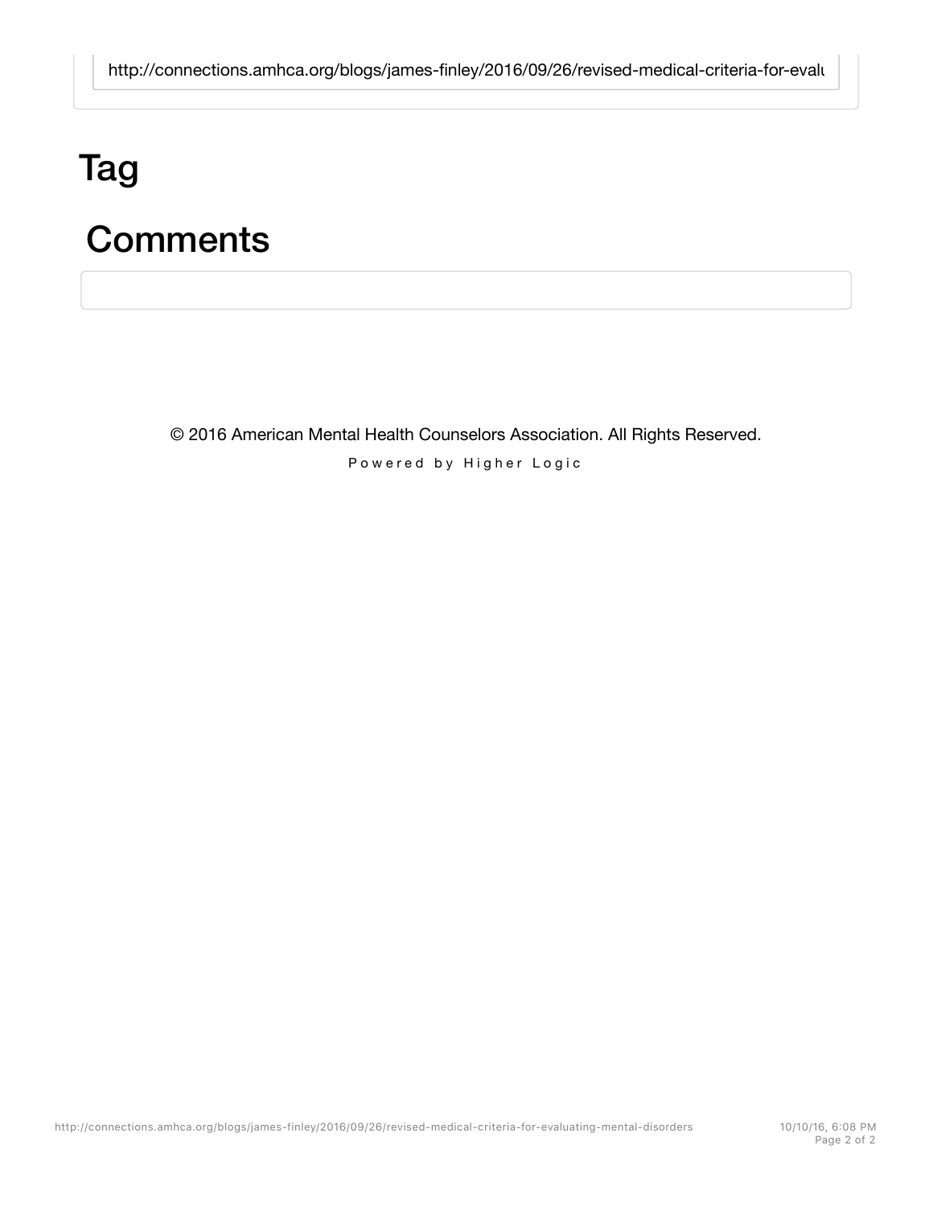http://connections.amhca.org/blogs/james-finley/2016/09/26/revised-medical-criteria-for-evalu

# Tag

# Comments

© 2016 American Mental Health Counselors Association. All Rights Reserved.

Powered by Higher Logic